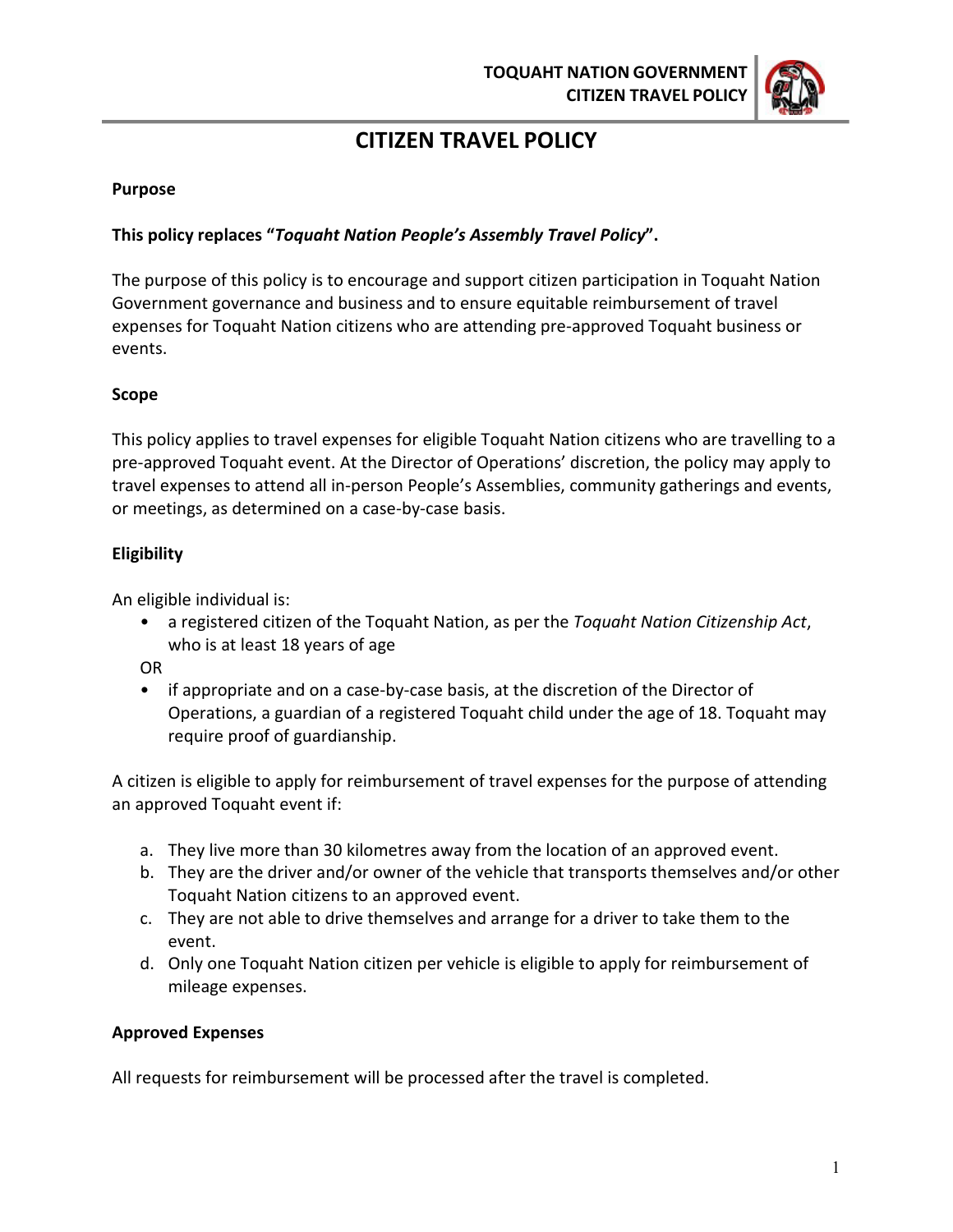# CITIZEN TRAVEL POLICY

**Purpose**

**This policy replaces "*Toquaht Nation People's Assembly Travel Policy*".**

The purpose of this policy is to encourage and support citizen participation in Toquaht Nation Government governance and business and to ensure equitable reimbursement of travel expenses for Toquaht Nation citizens who are attending pre-approved Toquaht business or events.

**Scope**

This policy applies to travel expenses for eligible Toquaht Nation citizens who are travelling to a pre-approved Toquaht event. At the Director of Operations' discretion, the policy may apply to travel expenses to attend all in-person People's Assemblies, community gatherings and events, or meetings, as determined on a case-by-case basis.

**Eligibility**

An eligible individual is:

- a registered citizen of the Toquaht Nation, as per the *Toquaht Nation Citizenship Act*, who is at least 18 years of age

OR

- if appropriate and on a case-by-case basis, at the discretion of the Director of Operations, a guardian of a registered Toquaht child under the age of 18. Toquaht may require proof of guardianship.

A citizen is eligible to apply for reimbursement of travel expenses for the purpose of attending an approved Toquaht event if:

a. They live more than 30 kilometres away from the location of an approved event.
b. They are the driver and/or owner of the vehicle that transports themselves and/or other Toquaht Nation citizens to an approved event.
c. They are not able to drive themselves and arrange for a driver to take them to the event.
d. Only one Toquaht Nation citizen per vehicle is eligible to apply for reimbursement of mileage expenses.

**Approved Expenses**

All requests for reimbursement will be processed after the travel is completed.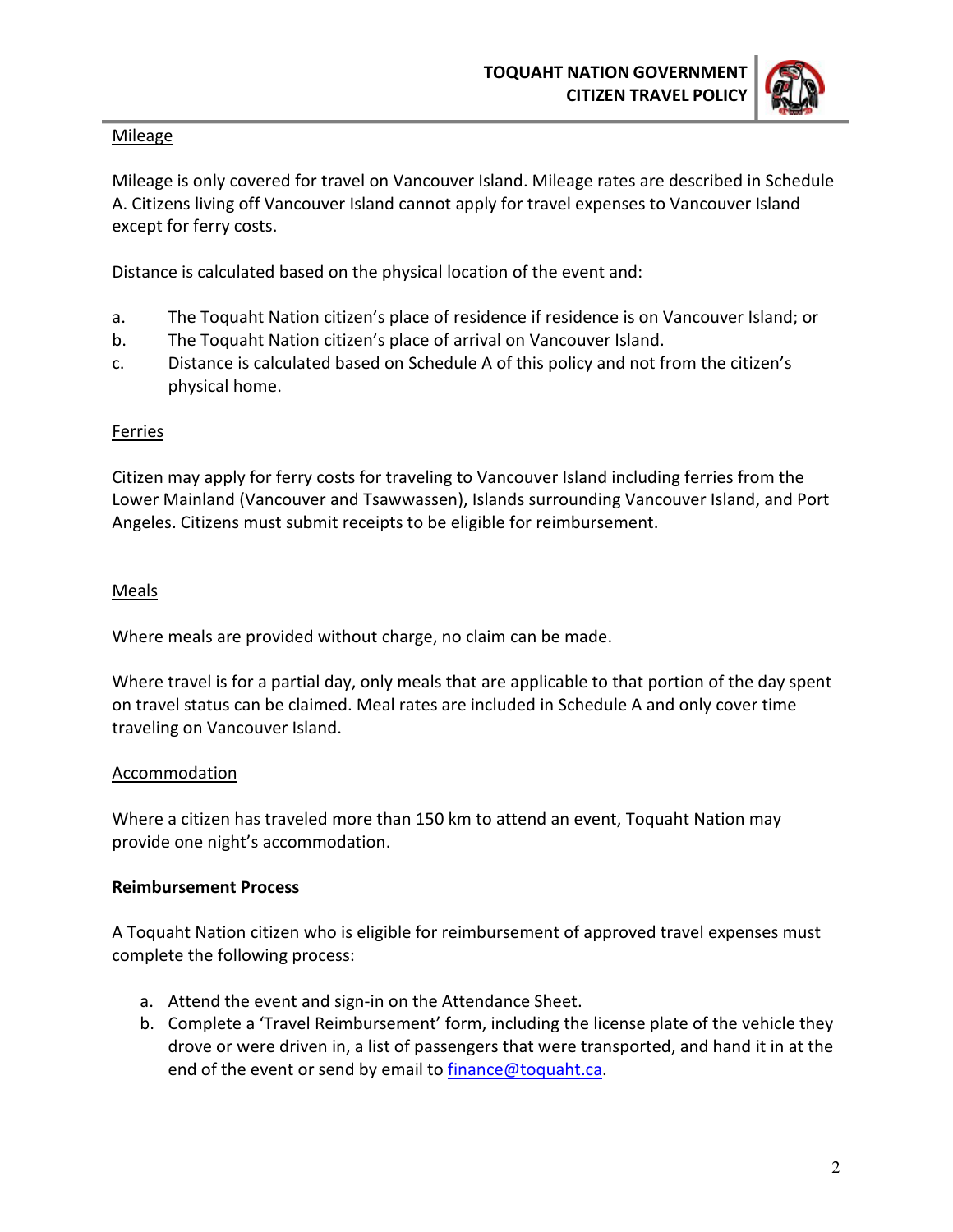Mileage

Mileage is only covered for travel on Vancouver Island. Mileage rates are described in Schedule A. Citizens living off Vancouver Island cannot apply for travel expenses to Vancouver Island except for ferry costs.

Distance is calculated based on the physical location of the event and:

a. The Toquaht Nation citizen's place of residence if residence is on Vancouver Island; or
b. The Toquaht Nation citizen's place of arrival on Vancouver Island.
c. Distance is calculated based on Schedule A of this policy and not from the citizen's physical home.

Ferries

Citizen may apply for ferry costs for traveling to Vancouver Island including ferries from the Lower Mainland (Vancouver and Tsawwassen), Islands surrounding Vancouver Island, and Port Angeles. Citizens must submit receipts to be eligible for reimbursement.

Meals

Where meals are provided without charge, no claim can be made.

Where travel is for a partial day, only meals that are applicable to that portion of the day spent on travel status can be claimed. Meal rates are included in Schedule A and only cover time traveling on Vancouver Island.

Accommodation

Where a citizen has traveled more than 150 km to attend an event, Toquaht Nation may provide one night's accommodation.

**Reimbursement Process**

A Toquaht Nation citizen who is eligible for reimbursement of approved travel expenses must complete the following process:

a. Attend the event and sign-in on the Attendance Sheet.
b. Complete a 'Travel Reimbursement' form, including the license plate of the vehicle they drove or were driven in, a list of passengers that were transported, and hand it in at the end of the event or send by email to finance@toquaht.ca.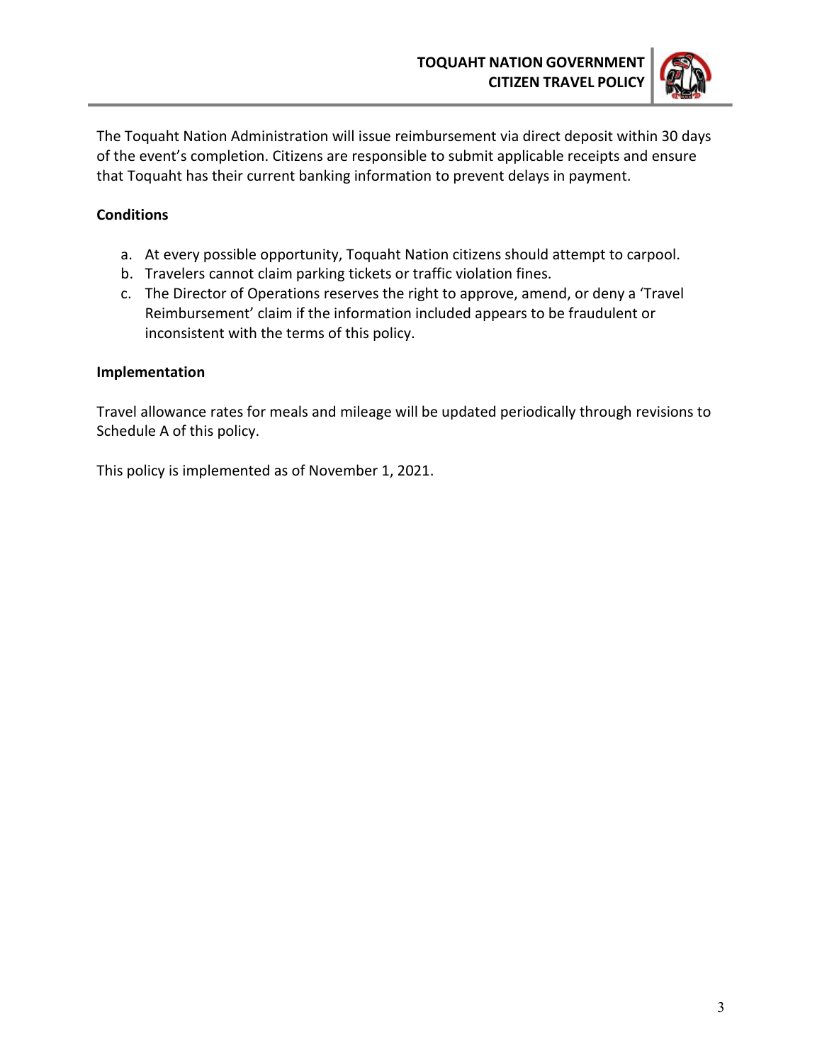The Toquaht Nation Administration will issue reimbursement via direct deposit within 30 days of the event's completion. Citizens are responsible to submit applicable receipts and ensure that Toquaht has their current banking information to prevent delays in payment.

**Conditions**

a. At every possible opportunity, Toquaht Nation citizens should attempt to carpool.
b. Travelers cannot claim parking tickets or traffic violation fines.
c. The Director of Operations reserves the right to approve, amend, or deny a 'Travel Reimbursement' claim if the information included appears to be fraudulent or inconsistent with the terms of this policy.

**Implementation**

Travel allowance rates for meals and mileage will be updated periodically through revisions to Schedule A of this policy.

This policy is implemented as of November 1, 2021.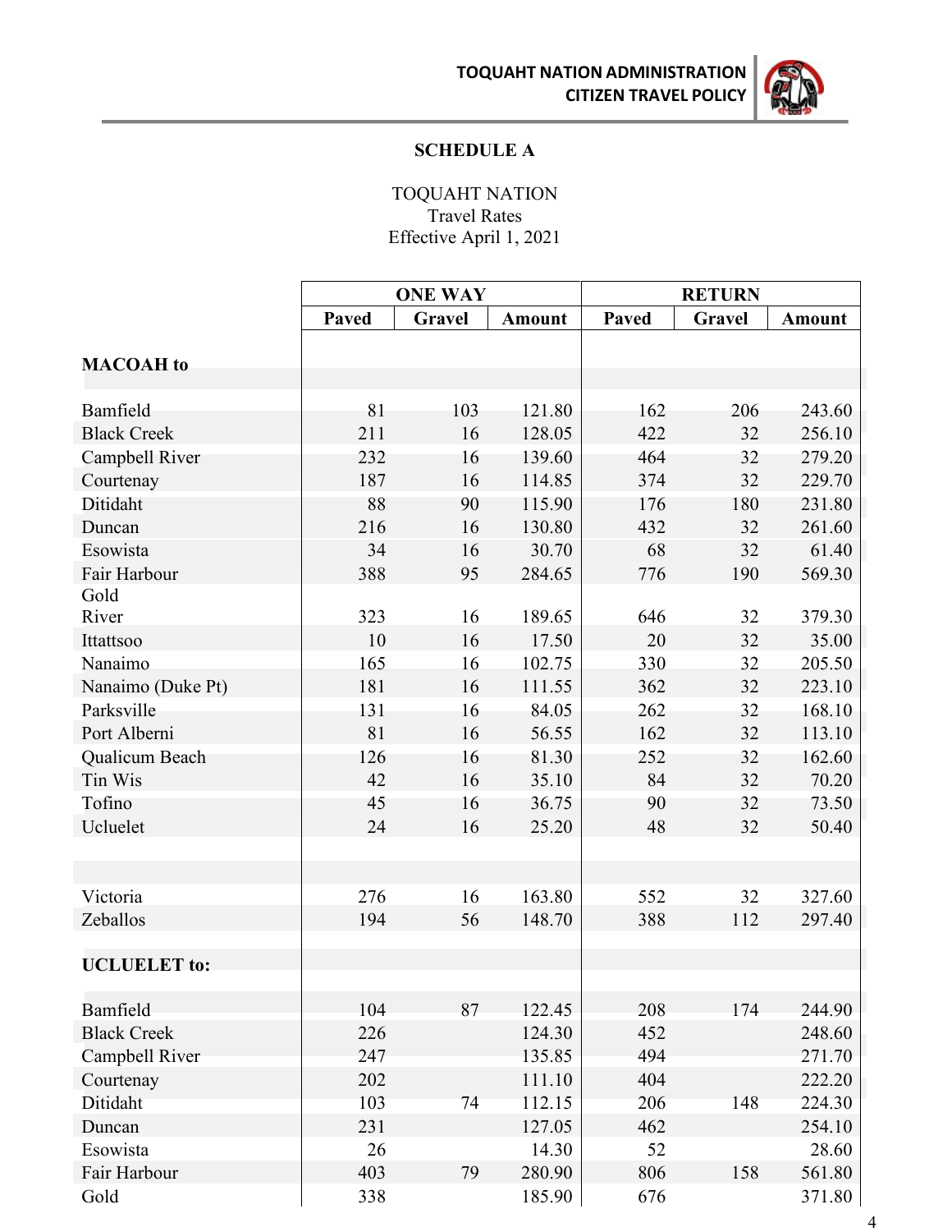## SCHEDULE A

TOQUAHT NATION
Travel Rates
Effective April 1, 2021

| | ONE WAY | | | RETURN | | |
|---|---|---|---|---|---|---|
| | Paved | Gravel | Amount | Paved | Gravel | Amount |
| **MACOAH to** | | | | | | |
| Bamfield | 81 | 103 | 121.80 | 162 | 206 | 243.60 |
| Black Creek | 211 | 16 | 128.05 | 422 | 32 | 256.10 |
| Campbell River | 232 | 16 | 139.60 | 464 | 32 | 279.20 |
| Courtenay | 187 | 16 | 114.85 | 374 | 32 | 229.70 |
| Ditidaht | 88 | 90 | 115.90 | 176 | 180 | 231.80 |
| Duncan | 216 | 16 | 130.80 | 432 | 32 | 261.60 |
| Esowista | 34 | 16 | 30.70 | 68 | 32 | 61.40 |
| Fair Harbour | 388 | 95 | 284.65 | 776 | 190 | 569.30 |
| Gold River | 323 | 16 | 189.65 | 646 | 32 | 379.30 |
| Ittattsoo | 10 | 16 | 17.50 | 20 | 32 | 35.00 |
| Nanaimo | 165 | 16 | 102.75 | 330 | 32 | 205.50 |
| Nanaimo (Duke Pt) | 181 | 16 | 111.55 | 362 | 32 | 223.10 |
| Parksville | 131 | 16 | 84.05 | 262 | 32 | 168.10 |
| Port Alberni | 81 | 16 | 56.55 | 162 | 32 | 113.10 |
| Qualicum Beach | 126 | 16 | 81.30 | 252 | 32 | 162.60 |
| Tin Wis | 42 | 16 | 35.10 | 84 | 32 | 70.20 |
| Tofino | 45 | 16 | 36.75 | 90 | 32 | 73.50 |
| Ucluelet | 24 | 16 | 25.20 | 48 | 32 | 50.40 |
| Victoria | 276 | 16 | 163.80 | 552 | 32 | 327.60 |
| Zeballos | 194 | 56 | 148.70 | 388 | 112 | 297.40 |
| **UCLUELET to:** | | | | | | |
| Bamfield | 104 | 87 | 122.45 | 208 | 174 | 244.90 |
| Black Creek | 226 | | 124.30 | 452 | | 248.60 |
| Campbell River | 247 | | 135.85 | 494 | | 271.70 |
| Courtenay | 202 | | 111.10 | 404 | | 222.20 |
| Ditidaht | 103 | 74 | 112.15 | 206 | 148 | 224.30 |
| Duncan | 231 | | 127.05 | 462 | | 254.10 |
| Esowista | 26 | | 14.30 | 52 | | 28.60 |
| Fair Harbour | 403 | 79 | 280.90 | 806 | 158 | 561.80 |
| Gold | 338 | | 185.90 | 676 | | 371.80 |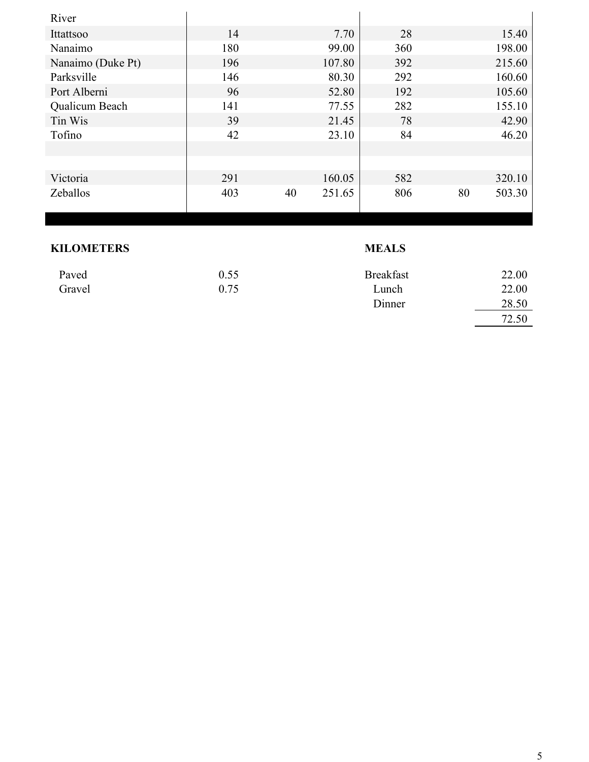| | | | | | | |
|---|---|---|---|---|---|---|
| River | | | | | | |
| Ittattsoo | 14 | | 7.70 | 28 | | 15.40 |
| Nanaimo | 180 | | 99.00 | 360 | | 198.00 |
| Nanaimo (Duke Pt) | 196 | | 107.80 | 392 | | 215.60 |
| Parksville | 146 | | 80.30 | 292 | | 160.60 |
| Port Alberni | 96 | | 52.80 | 192 | | 105.60 |
| Qualicum Beach | 141 | | 77.55 | 282 | | 155.10 |
| Tin Wis | 39 | | 21.45 | 78 | | 42.90 |
| Tofino | 42 | | 23.10 | 84 | | 46.20 |
| | | | | | | |
| | | | | | | |
| Victoria | 291 | | 160.05 | 582 | | 320.10 |
| Zeballos | 403 | 40 | 251.65 | 806 | 80 | 503.30 |

**KILOMETERS**

| | |
|---|---|
| Paved | 0.55 |
| Gravel | 0.75 |

**MEALS**

| | |
|---|---|
| Breakfast | 22.00 |
| Lunch | 22.00 |
| Dinner | 28.50 |
| | 72.50 |